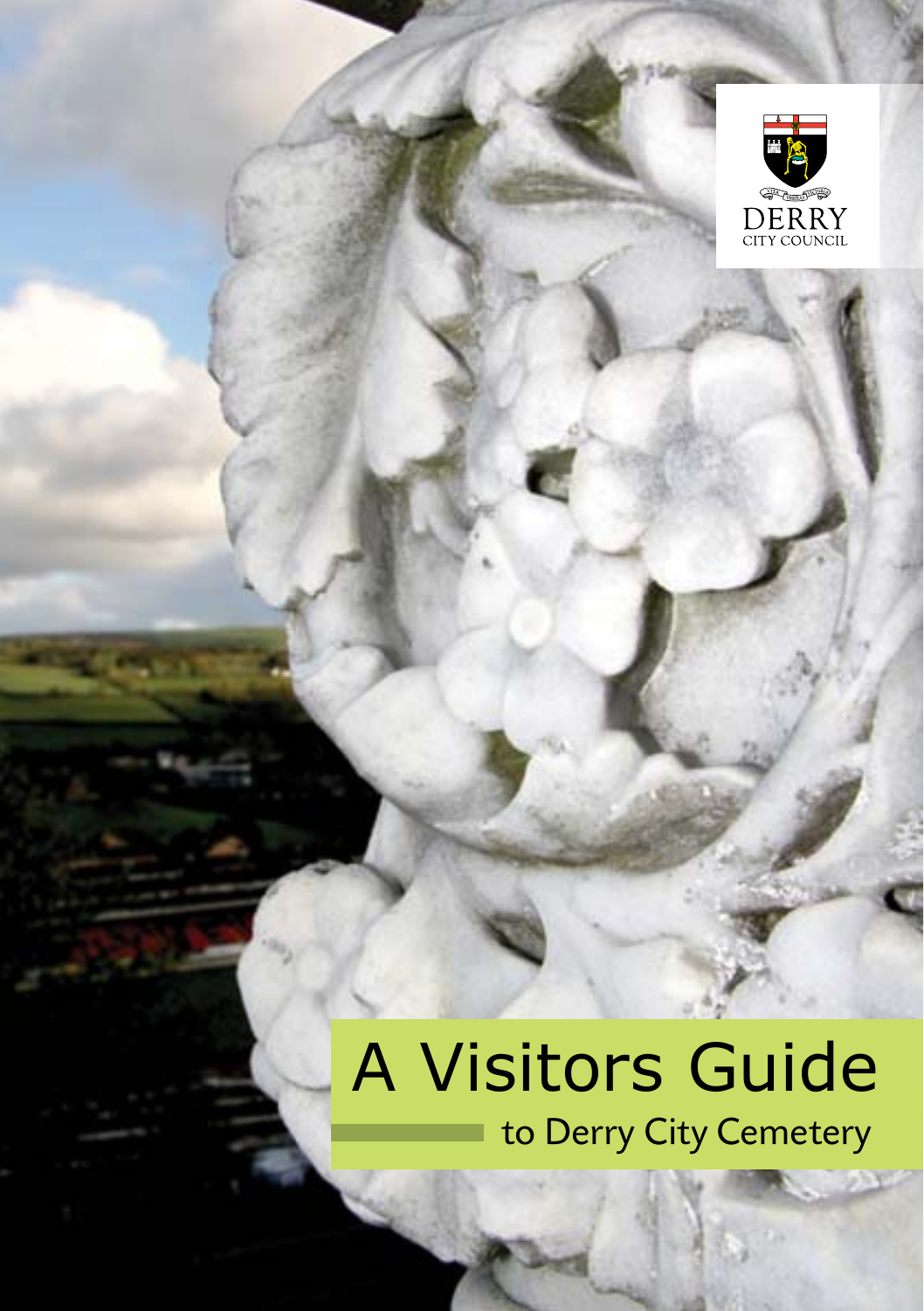DERRY
CITY COUNCIL

# A Visitors Guide

## to Derry City Cemetery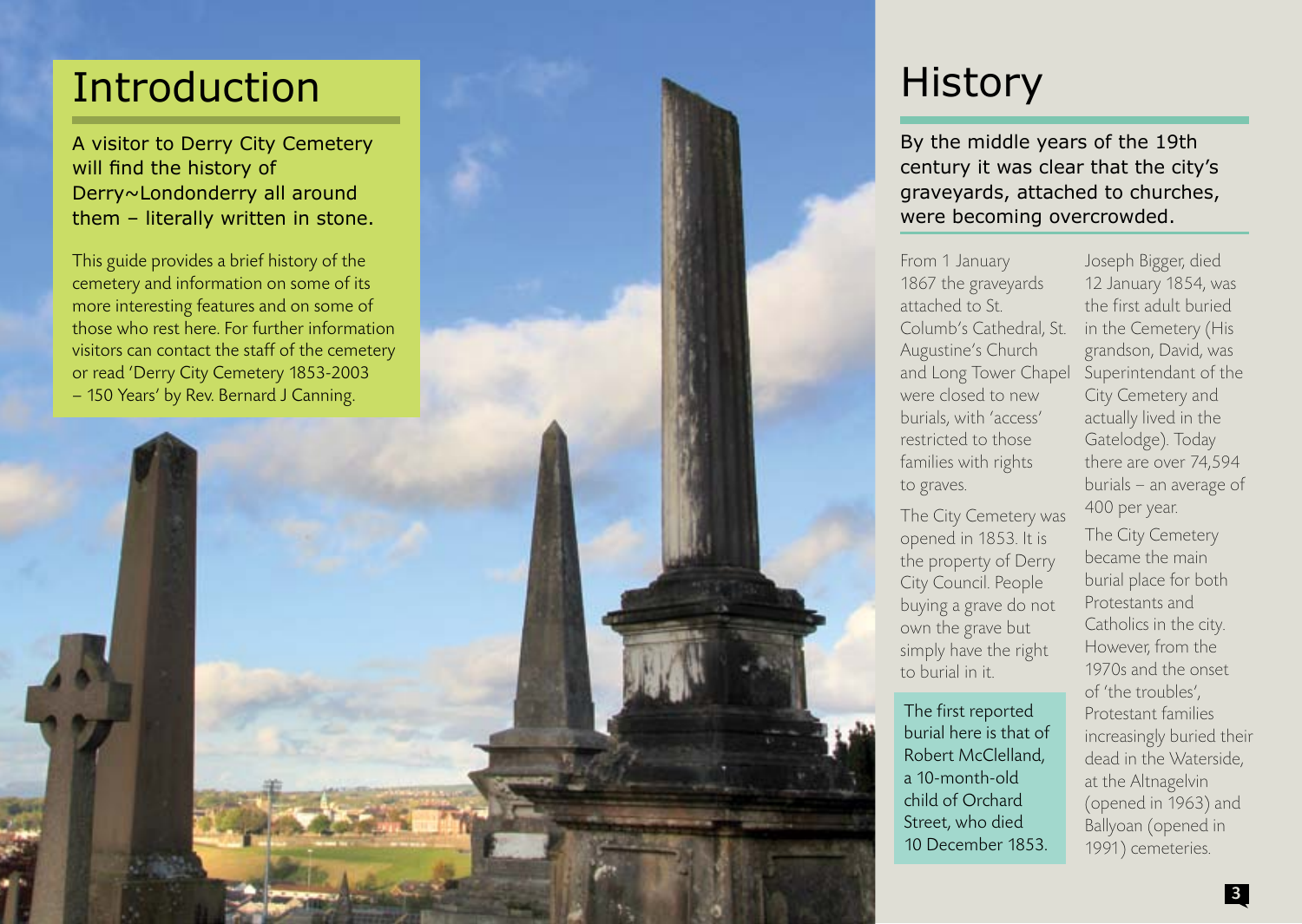# Introduction

A visitor to Derry City Cemetery will find the history of Derry~Londonderry all around them – literally written in stone.

This guide provides a brief history of the cemetery and information on some of its more interesting features and on some of those who rest here. For further information visitors can contact the staff of the cemetery or read 'Derry City Cemetery 1853-2003 – 150 Years' by Rev. Bernard J Canning.

# History

By the middle years of the 19th century it was clear that the city's graveyards, attached to churches, were becoming overcrowded.

From 1 January 1867 the graveyards attached to St. Columb's Cathedral, St. Augustine's Church and Long Tower Chapel were closed to new burials, with 'access' restricted to those families with rights to graves.

The City Cemetery was opened in 1853. It is the property of Derry City Council. People buying a grave do not own the grave but simply have the right to burial in it.

The first reported burial here is that of Robert McClelland, a 10-month-old child of Orchard Street, who died 10 December 1853.

Joseph Bigger, died 12 January 1854, was the first adult buried in the Cemetery (His grandson, David, was Superintendant of the City Cemetery and actually lived in the Gatelodge). Today there are over 74,594 burials – an average of 400 per year.

The City Cemetery became the main burial place for both Protestants and Catholics in the city. However, from the 1970s and the onset of 'the troubles', Protestant families increasingly buried their dead in the Waterside, at the Altnagelvin (opened in 1963) and Ballyoan (opened in 1991) cemeteries.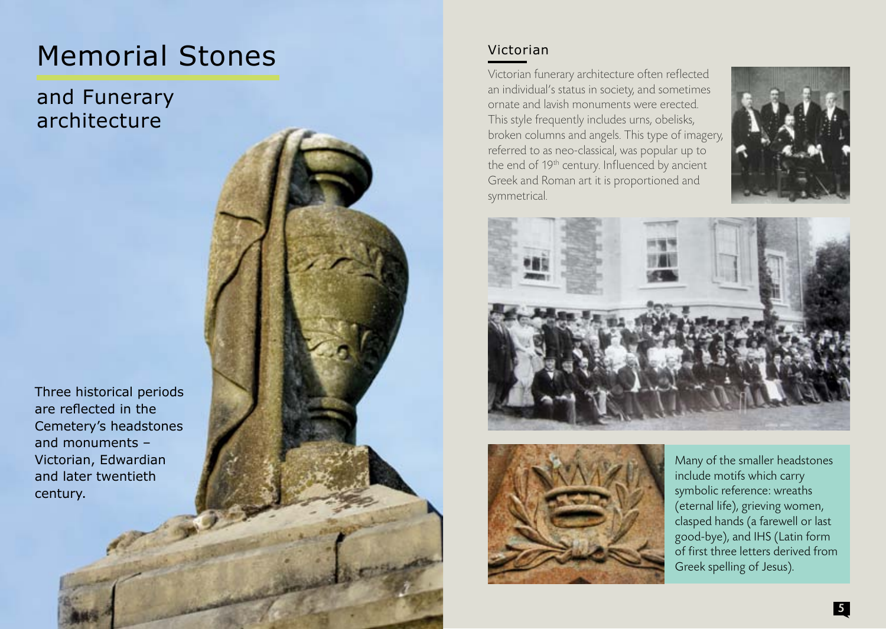# Memorial Stones

## and Funerary architecture

Three historical periods are reflected in the Cemetery's headstones and monuments – Victorian, Edwardian and later twentieth century.

### Victorian

Victorian funerary architecture often reflected an individual's status in society, and sometimes ornate and lavish monuments were erected. This style frequently includes urns, obelisks, broken columns and angels. This type of imagery, referred to as neo-classical, was popular up to the end of 19th century. Influenced by ancient Greek and Roman art it is proportioned and symmetrical.

Many of the smaller headstones include motifs which carry symbolic reference: wreaths (eternal life), grieving women, clasped hands (a farewell or last good-bye), and IHS (Latin form of first three letters derived from Greek spelling of Jesus).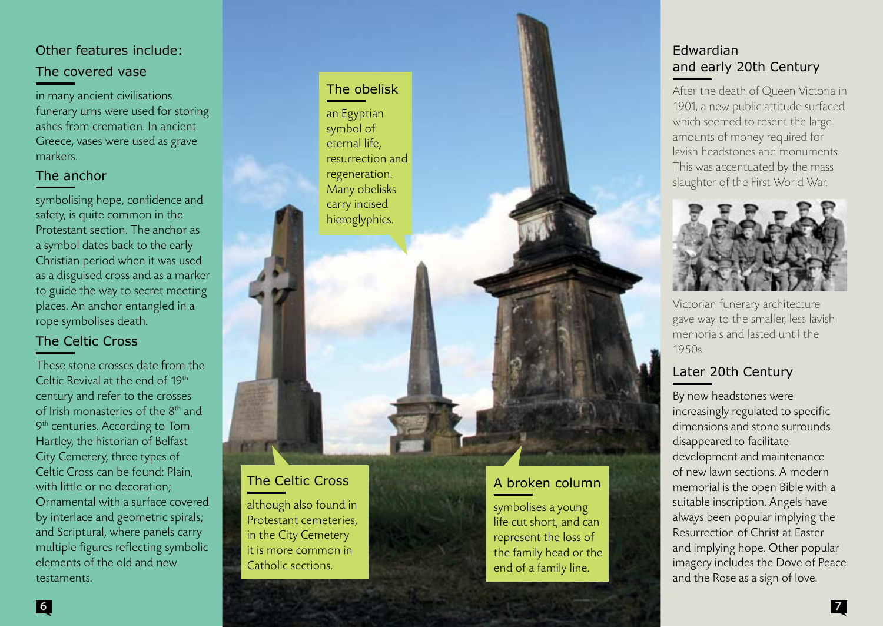Other features include:

## The covered vase

in many ancient civilisations funerary urns were used for storing ashes from cremation. In ancient Greece, vases were used as grave markers.

## The anchor

symbolising hope, confidence and safety, is quite common in the Protestant section. The anchor as a symbol dates back to the early Christian period when it was used as a disguised cross and as a marker to guide the way to secret meeting places. An anchor entangled in a rope symbolises death.

## The Celtic Cross

These stone crosses date from the Celtic Revival at the end of 19th century and refer to the crosses of Irish monasteries of the 8th and 9th centuries. According to Tom Hartley, the historian of Belfast City Cemetery, three types of Celtic Cross can be found: Plain, with little or no decoration; Ornamental with a surface covered by interlace and geometric spirals; and Scriptural, where panels carry multiple figures reflecting symbolic elements of the old and new testaments.

## The obelisk

an Egyptian symbol of eternal life, resurrection and regeneration. Many obelisks carry incised hieroglyphics.

## The Celtic Cross

although also found in Protestant cemeteries, in the City Cemetery it is more common in Catholic sections.

## A broken column

symbolises a young life cut short, and can represent the loss of the family head or the end of a family line.

## Edwardian and early 20th Century

After the death of Queen Victoria in 1901, a new public attitude surfaced which seemed to resent the large amounts of money required for lavish headstones and monuments. This was accentuated by the mass slaughter of the First World War.

Victorian funerary architecture gave way to the smaller, less lavish memorials and lasted until the 1950s.

## Later 20th Century

By now headstones were increasingly regulated to specific dimensions and stone surrounds disappeared to facilitate development and maintenance of new lawn sections. A modern memorial is the open Bible with a suitable inscription. Angels have always been popular implying the Resurrection of Christ at Easter and implying hope. Other popular imagery includes the Dove of Peace and the Rose as a sign of love.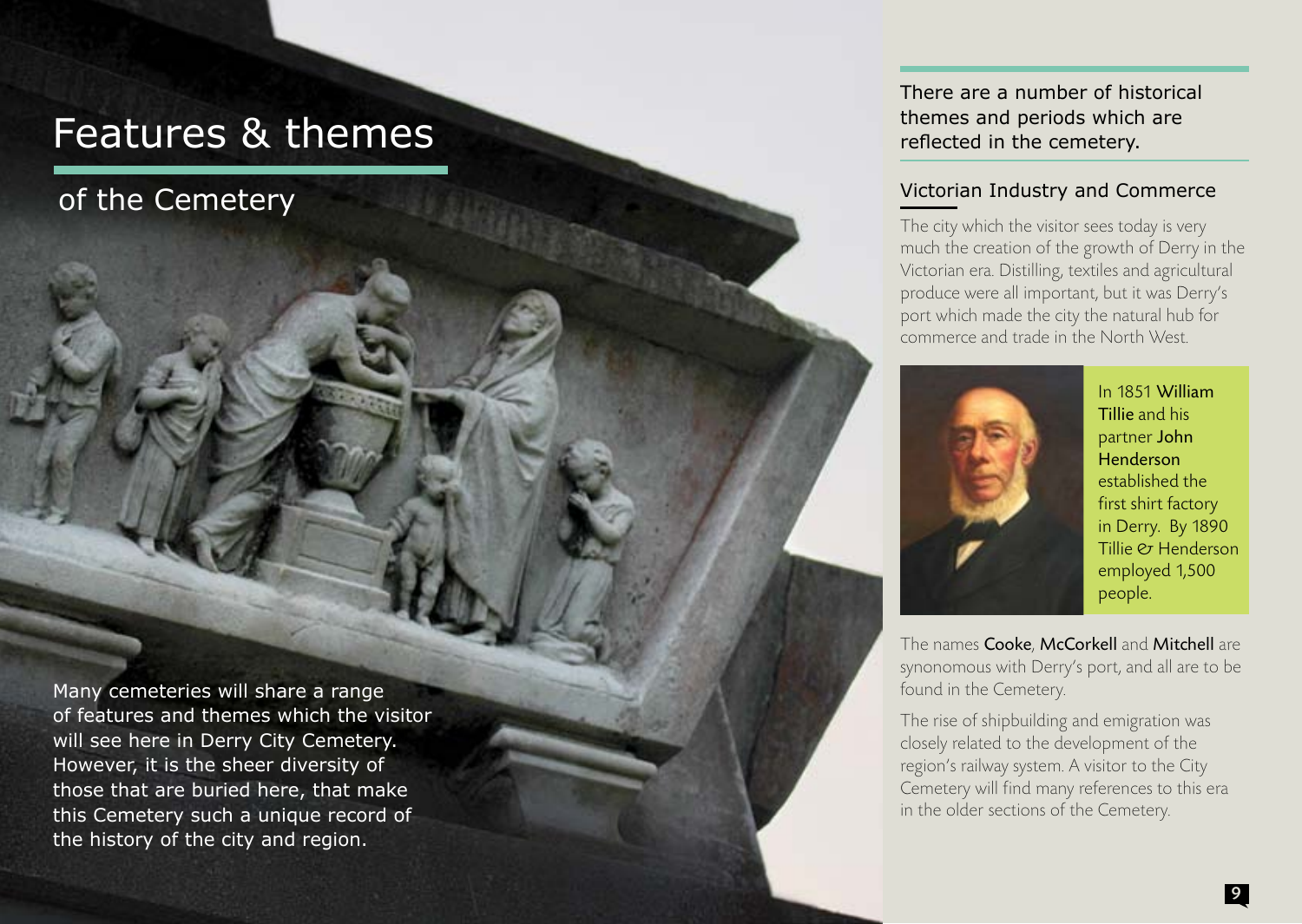# Features & themes

## of the Cemetery

Many cemeteries will share a range of features and themes which the visitor will see here in Derry City Cemetery. However, it is the sheer diversity of those that are buried here, that make this Cemetery such a unique record of the history of the city and region.

There are a number of historical themes and periods which are reflected in the cemetery.

### Victorian Industry and Commerce

The city which the visitor sees today is very much the creation of the growth of Derry in the Victorian era. Distilling, textiles and agricultural produce were all important, but it was Derry's port which made the city the natural hub for commerce and trade in the North West.

In 1851 William Tillie and his partner John Henderson established the first shirt factory in Derry. By 1890 Tillie & Henderson employed 1,500 people.

The names Cooke, McCorkell and Mitchell are synonomous with Derry's port, and all are to be found in the Cemetery.

The rise of shipbuilding and emigration was closely related to the development of the region's railway system. A visitor to the City Cemetery will find many references to this era in the older sections of the Cemetery.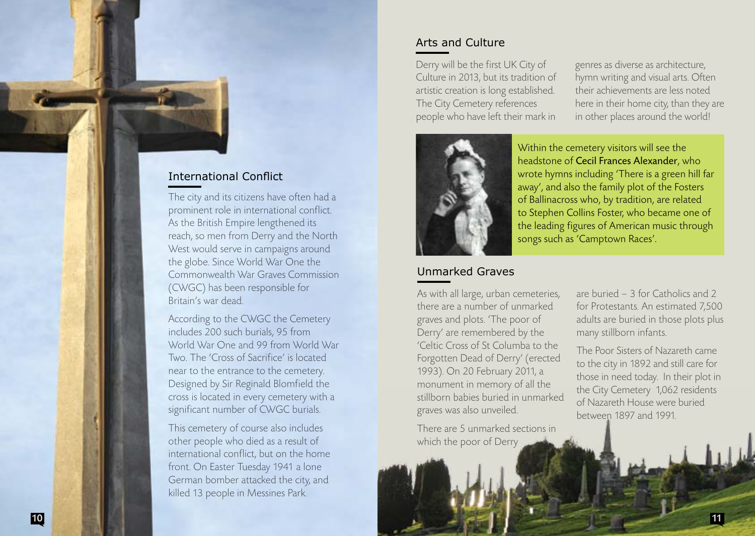## International Conflict

The city and its citizens have often had a prominent role in international conflict. As the British Empire lengthened its reach, so men from Derry and the North West would serve in campaigns around the globe. Since World War One the Commonwealth War Graves Commission (CWGC) has been responsible for Britain's war dead.

According to the CWGC the Cemetery includes 200 such burials, 95 from World War One and 99 from World War Two. The 'Cross of Sacrifice' is located near to the entrance to the cemetery. Designed by Sir Reginald Blomfield the cross is located in every cemetery with a significant number of CWGC burials.

This cemetery of course also includes other people who died as a result of international conflict, but on the home front. On Easter Tuesday 1941 a lone German bomber attacked the city, and killed 13 people in Messines Park.

## Arts and Culture

Derry will be the first UK City of Culture in 2013, but its tradition of artistic creation is long established. The City Cemetery references people who have left their mark in genres as diverse as architecture, hymn writing and visual arts. Often their achievements are less noted here in their home city, than they are in other places around the world!

Within the cemetery visitors will see the headstone of Cecil Frances Alexander, who wrote hymns including 'There is a green hill far away', and also the family plot of the Fosters of Ballinacross who, by tradition, are related to Stephen Collins Foster, who became one of the leading figures of American music through songs such as 'Camptown Races'.

## Unmarked Graves

As with all large, urban cemeteries, there are a number of unmarked graves and plots. 'The poor of Derry' are remembered by the 'Celtic Cross of St Columba to the Forgotten Dead of Derry' (erected 1993). On 20 February 2011, a monument in memory of all the stillborn babies buried in unmarked graves was also unveiled.

There are 5 unmarked sections in which the poor of Derry are buried – 3 for Catholics and 2 for Protestants. An estimated 7,500 adults are buried in those plots plus many stillborn infants.

The Poor Sisters of Nazareth came to the city in 1892 and still care for those in need today. In their plot in the City Cemetery 1,062 residents of Nazareth House were buried between 1897 and 1991.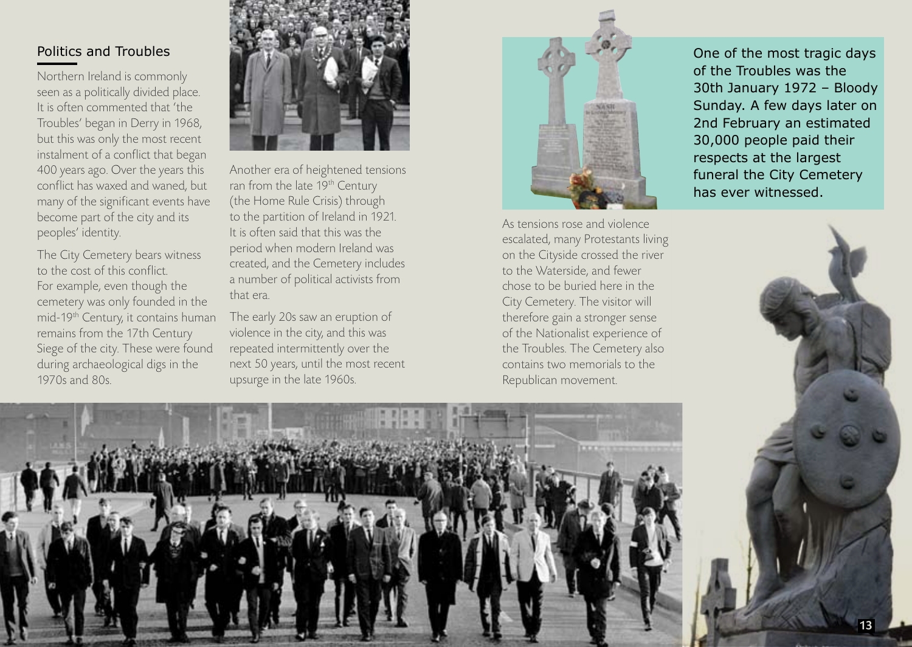## Politics and Troubles

Northern Ireland is commonly seen as a politically divided place. It is often commented that 'the Troubles' began in Derry in 1968, but this was only the most recent instalment of a conflict that began 400 years ago. Over the years this conflict has waxed and waned, but many of the significant events have become part of the city and its peoples' identity.

The City Cemetery bears witness to the cost of this conflict. For example, even though the cemetery was only founded in the mid-19th Century, it contains human remains from the 17th Century Siege of the city. These were found during archaeological digs in the 1970s and 80s.

Another era of heightened tensions ran from the late 19th Century (the Home Rule Crisis) through to the partition of Ireland in 1921. It is often said that this was the period when modern Ireland was created, and the Cemetery includes a number of political activists from that era.

The early 20s saw an eruption of violence in the city, and this was repeated intermittently over the next 50 years, until the most recent upsurge in the late 1960s.

As tensions rose and violence escalated, many Protestants living on the Cityside crossed the river to the Waterside, and fewer chose to be buried here in the City Cemetery. The visitor will therefore gain a stronger sense of the Nationalist experience of the Troubles. The Cemetery also contains two memorials to the Republican movement.

One of the most tragic days of the Troubles was the 30th January 1972 – Bloody Sunday. A few days later on 2nd February an estimated 30,000 people paid their respects at the largest funeral the City Cemetery has ever witnessed.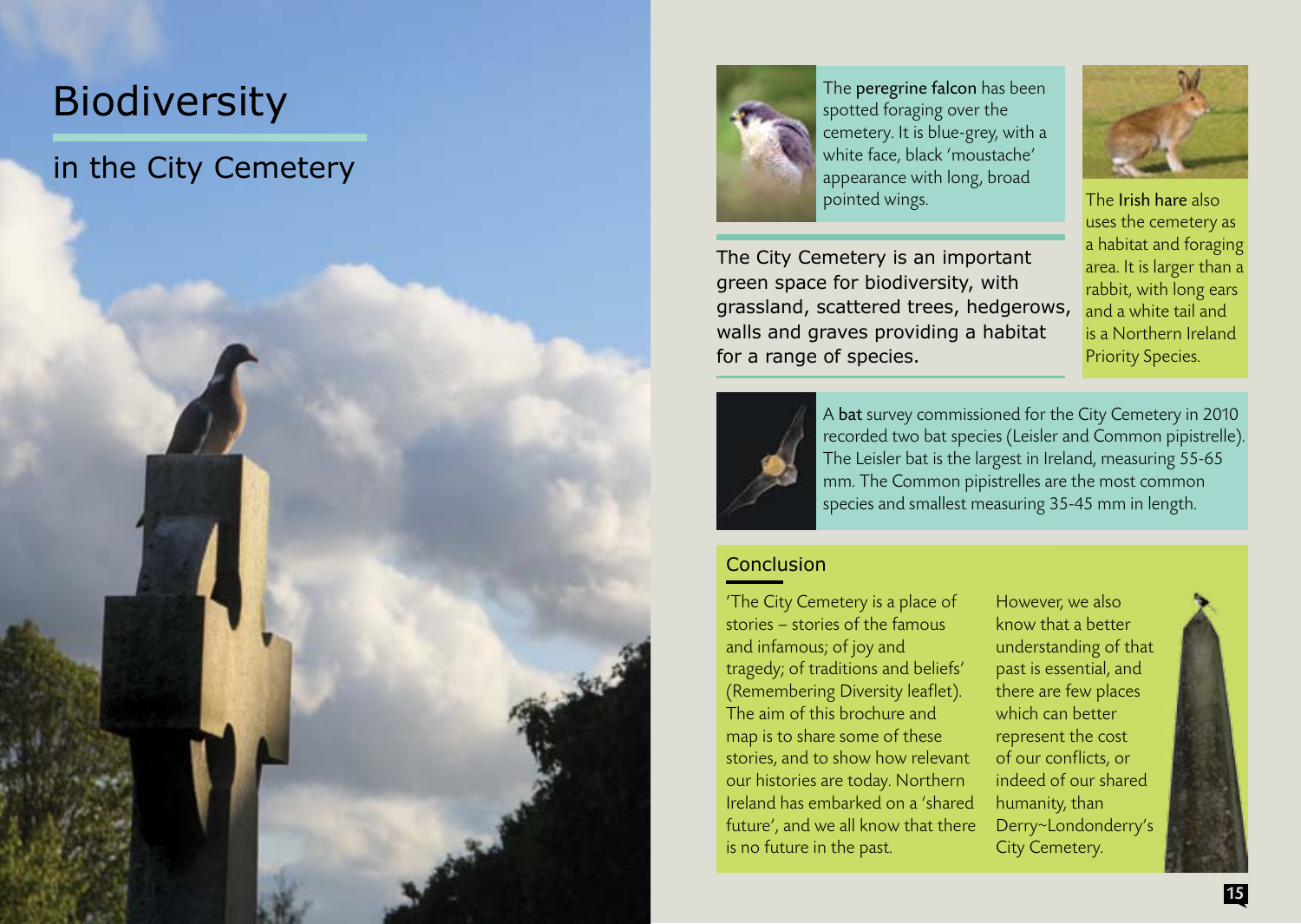# Biodiversity

## in the City Cemetery

The City Cemetery is an important green space for biodiversity, with grassland, scattered trees, hedgerows, walls and graves providing a habitat for a range of species.

The **peregrine falcon** has been spotted foraging over the cemetery. It is blue-grey, with a white face, black 'moustache' appearance with long, broad pointed wings.

The **Irish hare** also uses the cemetery as a habitat and foraging area. It is larger than a rabbit, with long ears and a white tail and is a Northern Ireland Priority Species.

A **bat** survey commissioned for the City Cemetery in 2010 recorded two bat species (Leisler and Common pipistrelle). The Leisler bat is the largest in Ireland, measuring 55-65 mm. The Common pipistrelles are the most common species and smallest measuring 35-45 mm in length.

### Conclusion

'The City Cemetery is a place of stories – stories of the famous and infamous; of joy and tragedy; of traditions and beliefs' (Remembering Diversity leaflet). The aim of this brochure and map is to share some of these stories, and to show how relevant our histories are today. Northern Ireland has embarked on a 'shared future', and we all know that there is no future in the past.

However, we also know that a better understanding of that past is essential, and there are few places which can better represent the cost of our conflicts, or indeed of our shared humanity, than Derry~Londonderry's City Cemetery.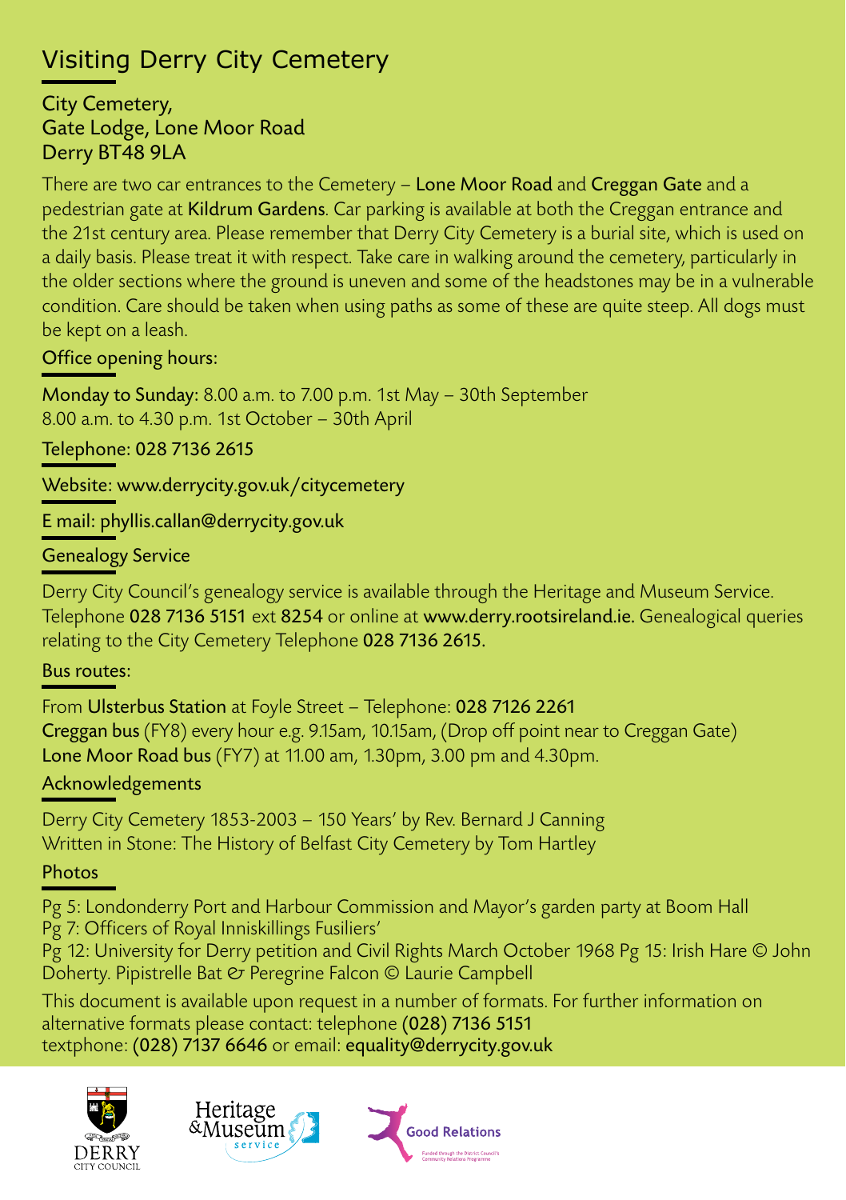# Visiting Derry City Cemetery

City Cemetery,
Gate Lodge, Lone Moor Road
Derry BT48 9LA

There are two car entrances to the Cemetery – Lone Moor Road and Creggan Gate and a pedestrian gate at Kildrum Gardens. Car parking is available at both the Creggan entrance and the 21st century area. Please remember that Derry City Cemetery is a burial site, which is used on a daily basis. Please treat it with respect. Take care in walking around the cemetery, particularly in the older sections where the ground is uneven and some of the headstones may be in a vulnerable condition. Care should be taken when using paths as some of these are quite steep. All dogs must be kept on a leash.

## Office opening hours:

Monday to Sunday: 8.00 a.m. to 7.00 p.m. 1st May – 30th September
8.00 a.m. to 4.30 p.m. 1st October – 30th April

Telephone: 028 7136 2615

Website: www.derrycity.gov.uk/citycemetery

E mail: phyllis.callan@derrycity.gov.uk

## Genealogy Service

Derry City Council's genealogy service is available through the Heritage and Museum Service. Telephone 028 7136 5151 ext 8254 or online at www.derry.rootsireland.ie. Genealogical queries relating to the City Cemetery Telephone 028 7136 2615.

## Bus routes:

From Ulsterbus Station at Foyle Street – Telephone: 028 7126 2261
Creggan bus (FY8) every hour e.g. 9.15am, 10.15am, (Drop off point near to Creggan Gate)
Lone Moor Road bus (FY7) at 11.00 am, 1.30pm, 3.00 pm and 4.30pm.

## Acknowledgements

Derry City Cemetery 1853-2003 – 150 Years' by Rev. Bernard J Canning
Written in Stone: The History of Belfast City Cemetery by Tom Hartley

## Photos

Pg 5: Londonderry Port and Harbour Commission and Mayor's garden party at Boom Hall
Pg 7: Officers of Royal Inniskillings Fusiliers'
Pg 12: University for Derry petition and Civil Rights March October 1968 Pg 15: Irish Hare © John Doherty. Pipistrelle Bat & Peregrine Falcon © Laurie Campbell

This document is available upon request in a number of formats. For further information on alternative formats please contact: telephone (028) 7136 5151
textphone: (028) 7137 6646 or email: equality@derrycity.gov.uk

DERRY CITY COUNCIL

Heritage & Museum service

Good Relations
Funded through the District Council's Community Relations Programme